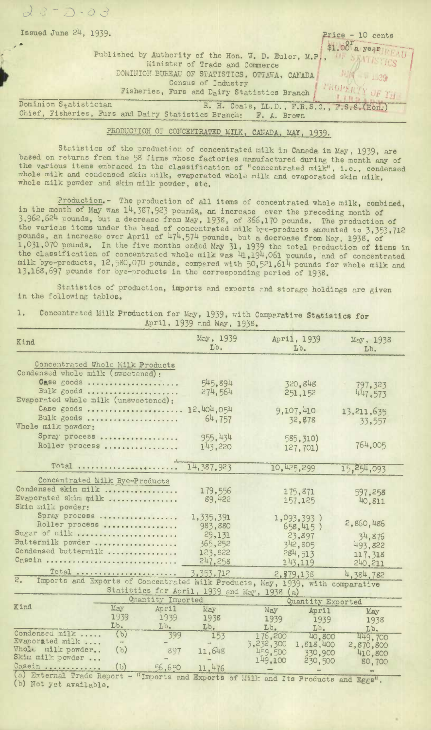23-D-03

Issued June 24, 1939.

Price - 10 cents
$1.00 a year

Published by Authority of the Hon. W. D. Euler, M.P.,
Minister of Trade and Commerce
DOMINION BUREAU OF STATISTICS, OTTAWA, CANADA
Census of Industry
Fisheries, Furs and Dairy Statistics Branch

Dominion Statistician — R. H. Coats, LL.D., F.R.S.C., F.S.S.(Hon.)
Chief, Fisheries, Furs and Dairy Statistics Branch: F. A. Brown

## PRODUCTION OF CONCENTRATED MILK, CANADA, MAY, 1939.

Statistics of the production of concentrated milk in Canada in May, 1939, are based on returns from the 58 firms whose factories manufactured during the month any of the various items embraced in the classification of "concentrated milk", i.e., condensed whole milk and condensed skim milk, evaporated whole milk and evaporated skim milk, whole milk powder and skim milk powder, etc.

Production.- The production of all items of concentrated whole milk, combined, in the month of May was 14,387,923 pounds, an increase over the preceding month of 3,962,624 pounds, but a decrease from May, 1938, of 866,170 pounds. The production of the various items under the head of concentrated milk bye-products amounted to 3,353,712 pounds, an increase over April of 474,574 pounds, but a decrease from May, 1938, of 1,031,070 pounds. In the five months ended May 31, 1939 the total production of items in the classification of concentrated whole milk was 41,194,061 pounds, and of concentrated milk bye-products, 12,580,070 pounds, compared with 50,521,614 pounds for whole milk and 13,168,697 pounds for bye-products in the corresponding period of 1938.

Statistics of production, imports and exports and storage holdings are given in the following tables.

1. Concentrated Milk Production for May, 1939, with Comparative Statistics for April, 1939 and May, 1938.

| Kind | May, 1939 Lb. | April, 1939 Lb. | May, 1938 Lb. |
|---|---|---|---|
| Concentrated Whole Milk Products | | | |
| Condensed whole milk (sweetened): | | | |
| Case goods | 545,894 | 320,848 | 797,323 |
| Bulk goods | 274,564 | 251,152 | 447,573 |
| Evaporated whole milk (unsweetened): | | | |
| Case goods | 12,404,054 | 9,107,410 | 13,211,635 |
| Bulk goods | 64,757 | 32,878 | 33,557 |
| Whole milk powder: | | | |
| Spray process | 955,434 | 585,310) | 764,005 |
| Roller process | 143,220 | 127,701) | |
| Total | 14,387,923 | 10,425,299 | 15,254,093 |
| Concentrated Milk Bye-Products | | | |
| Condensed skim milk | 179,556 | 175,871 | 597,258 |
| Evaporated skim milk | 89,422 | 157,125 | 40,811 |
| Skim milk powder: | | | |
| Spray process | 1,335,391 | 1,093,393 ) | 2,860,486 |
| Roller process | 983,880 | 658,415 ) | |
| Sugar of milk | 29,131 | 23,897 | 34,876 |
| Buttermilk powder | 365,252 | 342,805 | 493,822 |
| Condensed buttermilk | 123,822 | 284,513 | 117,318 |
| Casein | 247,258 | 143,119 | 240,211 |
| Total | 3,353,712 | 2,879,138 | 4,384,782 |

2. Imports and Exports of Concentrated Milk Products, May, 1939, with comparative Statistics for April, 1939 and May, 1938 (a)

| Kind | Quantity Imported | | | Quantity Exported | | |
|---|---|---|---|---|---|---|
| | May 1939 Lb. | April 1939 Lb. | May 1938 Lb. | May 1939 Lb. | April 1939 Lb. | May 1938 Lb. |
| Condensed milk | (b) | 399 | 153 | 176,200 | 40,800 | 449,700 |
| Evaporated milk | - | - | - | 3,232,300 | 1,818,400 | 2,870,800 |
| Whole milk powder | (b) | 897 | 11,648 | 459,500 | 330,900 | 410,800 |
| Skim milk powder | - | - | - | 149,100 | 230,500 | 80,700 |
| Casein | (b) | 56,650 | 11,476 | - | - | - |

(a) External Trade Report - "Imports and Exports of Milk and Its Products and Eggs".
(b) Not yet available.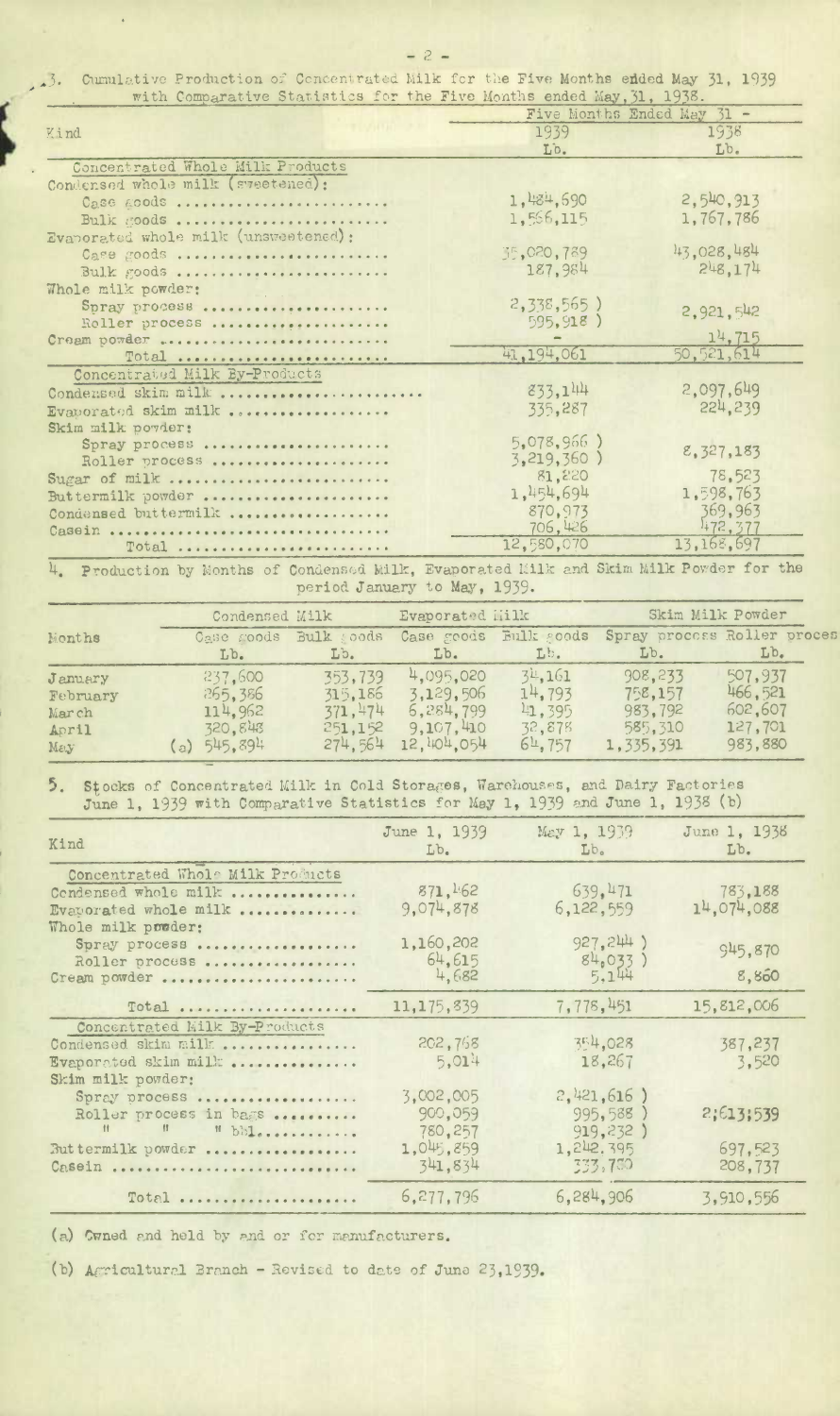3. Cumulative Production of Concentrated Milk for the Five Months ended May 31, 1939 with Comparative Statistics for the Five Months ended May 31, 1938.

| Kind | Five Months Ended May 31 - 1939 Lb. | 1938 Lb. |
|---|---|---|
| **Concentrated Whole Milk Products** | | |
| Condensed whole milk (sweetened): | | |
| Case goods | 1,484,690 | 2,540,913 |
| Bulk goods | 1,566,115 | 1,767,786 |
| Evaporated whole milk (unsweetened): | | |
| Case goods | 35,020,789 | 43,028,484 |
| Bulk goods | 187,984 | 248,174 |
| Whole milk powder: | | |
| Spray process | 2,338,565 ) | 2,921,542 |
| Roller process | 595,918 ) | |
| Cream powder | - | 14,715 |
| Total | 41,194,061 | 50,521,614 |
| **Concentrated Milk By-Products** | | |
| Condensed skim milk | 833,144 | 2,097,649 |
| Evaporated skim milk | 335,287 | 224,239 |
| Skim milk powder: | | |
| Spray process | 5,078,966 ) | 8,327,183 |
| Roller process | 3,219,360 ) | |
| Sugar of milk | 81,820 | 78,523 |
| Buttermilk powder | 1,454,694 | 1,598,763 |
| Condensed buttermilk | 870,973 | 369,963 |
| Casein | 706,426 | 472,377 |
| Total | 12,580,070 | 13,168,697 |

4. Production by Months of Condensed Milk, Evaporated Milk and Skim Milk Powder for the period January to May, 1939.

| Months | Condensed Milk | | Evaporated Milk | | Skim Milk Powder | |
|---|---|---|---|---|---|---|
| | Case goods Lb. | Bulk goods Lb. | Case goods Lb. | Bulk goods Lb. | Spray process Lb. | Roller process Lb. |
| January | 237,600 | 353,739 | 4,095,020 | 34,161 | 908,233 | 507,937 |
| February | 265,386 | 315,186 | 3,129,506 | 14,793 | 758,157 | 466,521 |
| March | 114,962 | 371,474 | 6,284,799 | 41,395 | 983,792 | 602,607 |
| April | 320,848 | 251,152 | 9,107,410 | 32,878 | 585,310 | 127,701 |
| May | (a) 545,894 | 274,564 | 12,404,054 | 64,757 | 1,335,391 | 983,880 |

5. Stocks of Concentrated Milk in Cold Storages, Warehouses, and Dairy Factories June 1, 1939 with Comparative Statistics for May 1, 1939 and June 1, 1938 (b)

| Kind | June 1, 1939 Lb. | May 1, 1939 Lb. | June 1, 1938 Lb. |
|---|---|---|---|
| **Concentrated Whole Milk Products** | | | |
| Condensed whole milk | 871,462 | 639,471 | 783,188 |
| Evaporated whole milk | 9,074,878 | 6,122,559 | 14,074,088 |
| Whole milk powder: | | | |
| Spray process | 1,160,202 | 927,244 ) | 945,870 |
| Roller process | 64,615 | 84,033 ) | |
| Cream powder | 4,682 | 5,144 | 8,860 |
| Total | 11,175,839 | 7,778,451 | 15,812,006 |
| **Concentrated Milk By-Products** | | | |
| Condensed skim milk | 202,768 | 354,028 | 387,237 |
| Evaporated skim milk | 5,014 | 18,267 | 3,520 |
| Skim milk powder: | | | |
| Spray process | 3,002,005 | 2,421,616 ) | 2,613,539 |
| Roller process in bags | 900,059 | 995,588 ) | |
| " " " bbl. | 780,257 | 919,232 ) | |
| Buttermilk powder | 1,045,859 | 1,242,395 | 697,523 |
| Casein | 341,834 | 333,780 | 208,737 |
| Total | 6,277,796 | 6,284,906 | 3,910,556 |

(a) Owned and held by and or for manufacturers.

(b) Agricultural Branch - Revised to date of June 23, 1939.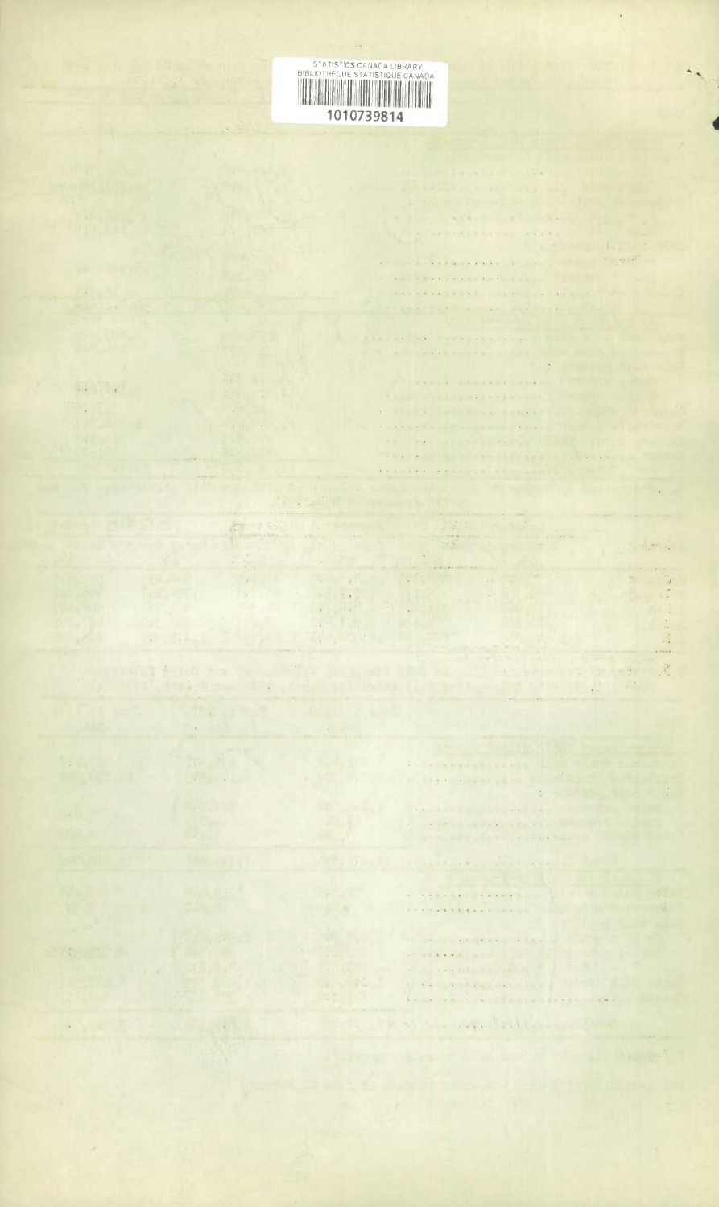STATISTICS CANADA LIBRARY
BIBLIOTHEQUE STATISTIQUE CANADA

1010739814